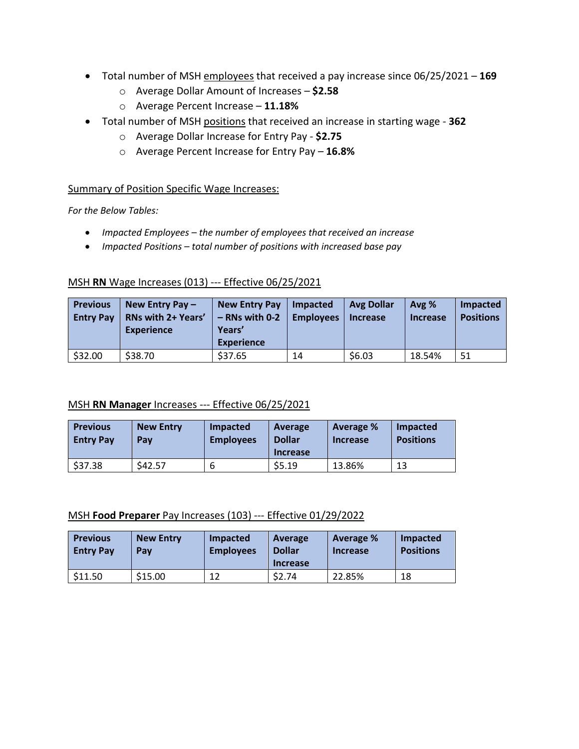- Total number of MSH <u>employees</u> that received a pay increase since 06/25/2021 – **169**
  - Average Dollar Amount of Increases – **$2.58**
  - Average Percent Increase – **11.18%**
- Total number of MSH <u>positions</u> that received an increase in starting wage - **362**
  - Average Dollar Increase for Entry Pay - **$2.75**
  - Average Percent Increase for Entry Pay – **16.8%**

<u>Summary of Position Specific Wage Increases:</u>

*For the Below Tables:*

- *Impacted Employees – the number of employees that received an increase*
- *Impacted Positions – total number of positions with increased base pay*

<u>MSH **RN** Wage Increases (013) --- Effective 06/25/2021</u>

| Previous Entry Pay | New Entry Pay – RNs with 2+ Years' Experience | New Entry Pay – RNs with 0-2 Years' Experience | Impacted Employees | Avg Dollar Increase | Avg % Increase | Impacted Positions |
|---|---|---|---|---|---|---|
| $32.00 | $38.70 | $37.65 | 14 | $6.03 | 18.54% | 51 |

<u>MSH **RN Manager** Increases --- Effective 06/25/2021</u>

| Previous Entry Pay | New Entry Pay | Impacted Employees | Average Dollar Increase | Average % Increase | Impacted Positions |
|---|---|---|---|---|---|
| $37.38 | $42.57 | 6 | $5.19 | 13.86% | 13 |

<u>MSH **Food Preparer** Pay Increases (103) --- Effective 01/29/2022</u>

| Previous Entry Pay | New Entry Pay | Impacted Employees | Average Dollar Increase | Average % Increase | Impacted Positions |
|---|---|---|---|---|---|
| $11.50 | $15.00 | 12 | $2.74 | 22.85% | 18 |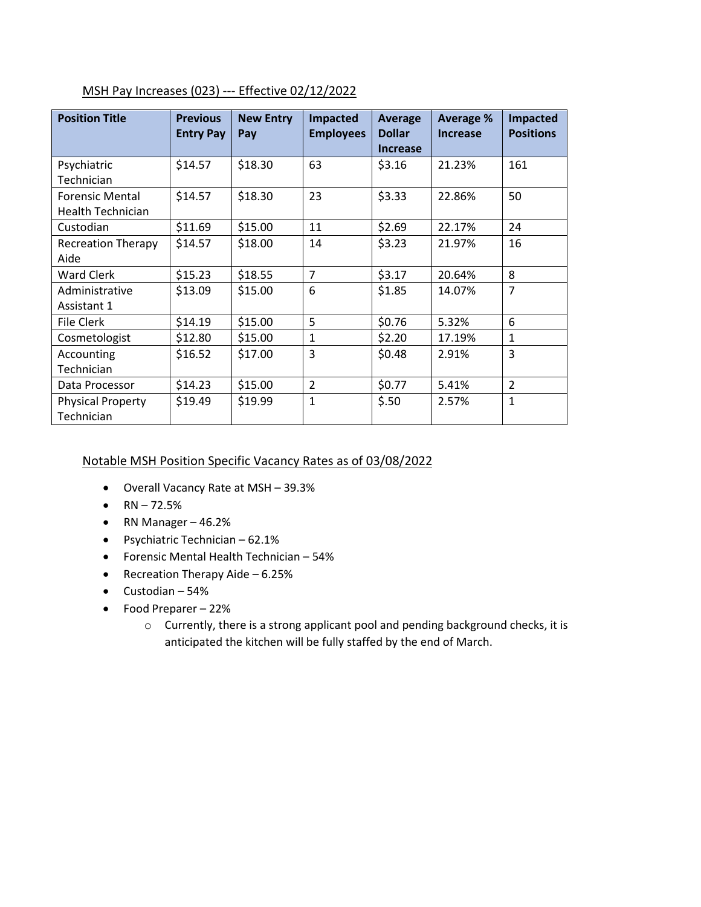MSH Pay Increases (023) --- Effective 02/12/2022

| Position Title | Previous Entry Pay | New Entry Pay | Impacted Employees | Average Dollar Increase | Average % Increase | Impacted Positions |
|---|---|---|---|---|---|---|
| Psychiatric Technician | $14.57 | $18.30 | 63 | $3.16 | 21.23% | 161 |
| Forensic Mental Health Technician | $14.57 | $18.30 | 23 | $3.33 | 22.86% | 50 |
| Custodian | $11.69 | $15.00 | 11 | $2.69 | 22.17% | 24 |
| Recreation Therapy Aide | $14.57 | $18.00 | 14 | $3.23 | 21.97% | 16 |
| Ward Clerk | $15.23 | $18.55 | 7 | $3.17 | 20.64% | 8 |
| Administrative Assistant 1 | $13.09 | $15.00 | 6 | $1.85 | 14.07% | 7 |
| File Clerk | $14.19 | $15.00 | 5 | $0.76 | 5.32% | 6 |
| Cosmetologist | $12.80 | $15.00 | 1 | $2.20 | 17.19% | 1 |
| Accounting Technician | $16.52 | $17.00 | 3 | $0.48 | 2.91% | 3 |
| Data Processor | $14.23 | $15.00 | 2 | $0.77 | 5.41% | 2 |
| Physical Property Technician | $19.49 | $19.99 | 1 | $.50 | 2.57% | 1 |

Notable MSH Position Specific Vacancy Rates as of 03/08/2022

- Overall Vacancy Rate at MSH – 39.3%
- RN – 72.5%
- RN Manager – 46.2%
- Psychiatric Technician – 62.1%
- Forensic Mental Health Technician – 54%
- Recreation Therapy Aide – 6.25%
- Custodian – 54%
- Food Preparer – 22%
    - Currently, there is a strong applicant pool and pending background checks, it is anticipated the kitchen will be fully staffed by the end of March.